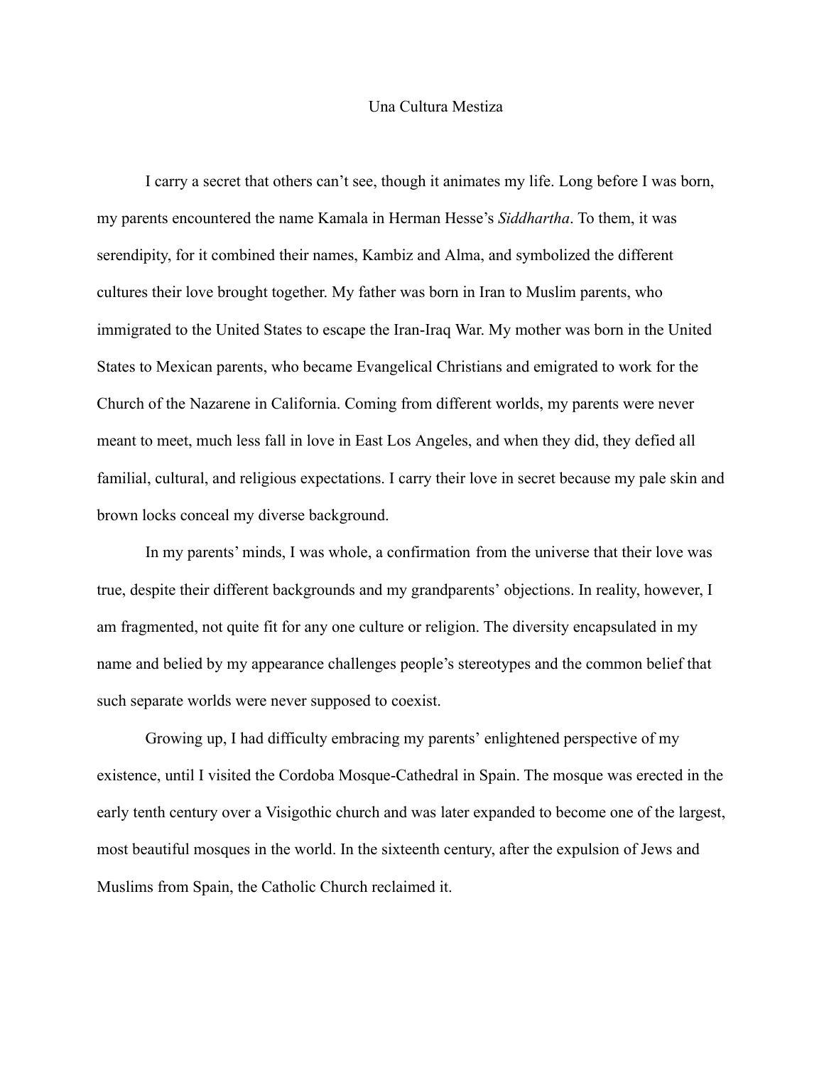# Una Cultura Mestiza

I carry a secret that others can't see, though it animates my life. Long before I was born, my parents encountered the name Kamala in Herman Hesse's *Siddhartha*. To them, it was serendipity, for it combined their names, Kambiz and Alma, and symbolized the different cultures their love brought together. My father was born in Iran to Muslim parents, who immigrated to the United States to escape the Iran-Iraq War. My mother was born in the United States to Mexican parents, who became Evangelical Christians and emigrated to work for the Church of the Nazarene in California. Coming from different worlds, my parents were never meant to meet, much less fall in love in East Los Angeles, and when they did, they defied all familial, cultural, and religious expectations. I carry their love in secret because my pale skin and brown locks conceal my diverse background.

In my parents' minds, I was whole, a confirmation from the universe that their love was true, despite their different backgrounds and my grandparents' objections. In reality, however, I am fragmented, not quite fit for any one culture or religion. The diversity encapsulated in my name and belied by my appearance challenges people's stereotypes and the common belief that such separate worlds were never supposed to coexist.

Growing up, I had difficulty embracing my parents' enlightened perspective of my existence, until I visited the Cordoba Mosque-Cathedral in Spain. The mosque was erected in the early tenth century over a Visigothic church and was later expanded to become one of the largest, most beautiful mosques in the world. In the sixteenth century, after the expulsion of Jews and Muslims from Spain, the Catholic Church reclaimed it.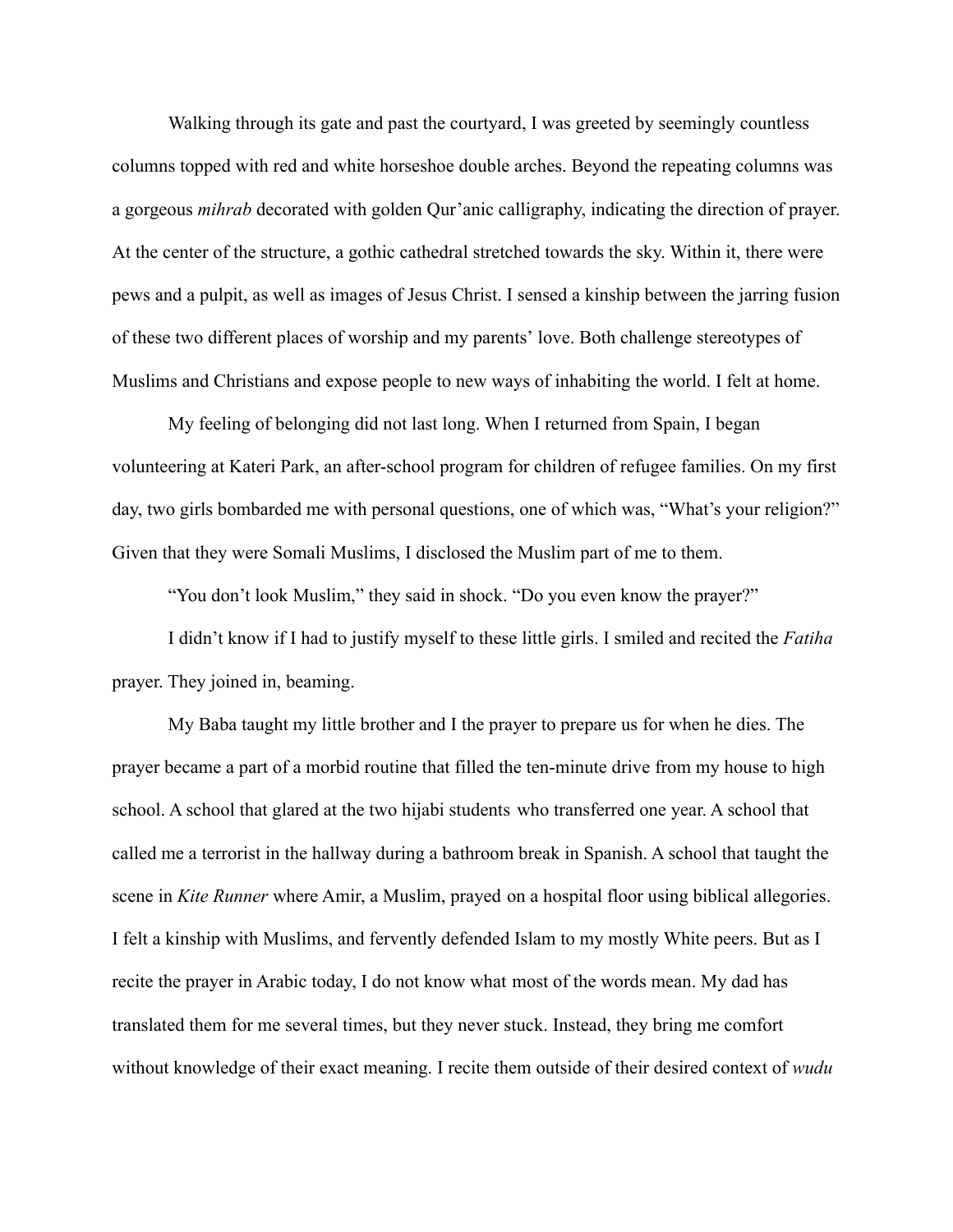Walking through its gate and past the courtyard, I was greeted by seemingly countless columns topped with red and white horseshoe double arches. Beyond the repeating columns was a gorgeous *mihrab* decorated with golden Qur'anic calligraphy, indicating the direction of prayer. At the center of the structure, a gothic cathedral stretched towards the sky. Within it, there were pews and a pulpit, as well as images of Jesus Christ. I sensed a kinship between the jarring fusion of these two different places of worship and my parents' love. Both challenge stereotypes of Muslims and Christians and expose people to new ways of inhabiting the world. I felt at home.

My feeling of belonging did not last long. When I returned from Spain, I began volunteering at Kateri Park, an after-school program for children of refugee families. On my first day, two girls bombarded me with personal questions, one of which was, "What's your religion?" Given that they were Somali Muslims, I disclosed the Muslim part of me to them.

"You don't look Muslim," they said in shock. "Do you even know the prayer?"

I didn't know if I had to justify myself to these little girls. I smiled and recited the *Fatiha* prayer. They joined in, beaming.

My Baba taught my little brother and I the prayer to prepare us for when he dies. The prayer became a part of a morbid routine that filled the ten-minute drive from my house to high school. A school that glared at the two hijabi students who transferred one year. A school that called me a terrorist in the hallway during a bathroom break in Spanish. A school that taught the scene in *Kite Runner* where Amir, a Muslim, prayed on a hospital floor using biblical allegories. I felt a kinship with Muslims, and fervently defended Islam to my mostly White peers. But as I recite the prayer in Arabic today, I do not know what most of the words mean. My dad has translated them for me several times, but they never stuck. Instead, they bring me comfort without knowledge of their exact meaning. I recite them outside of their desired context of *wudu*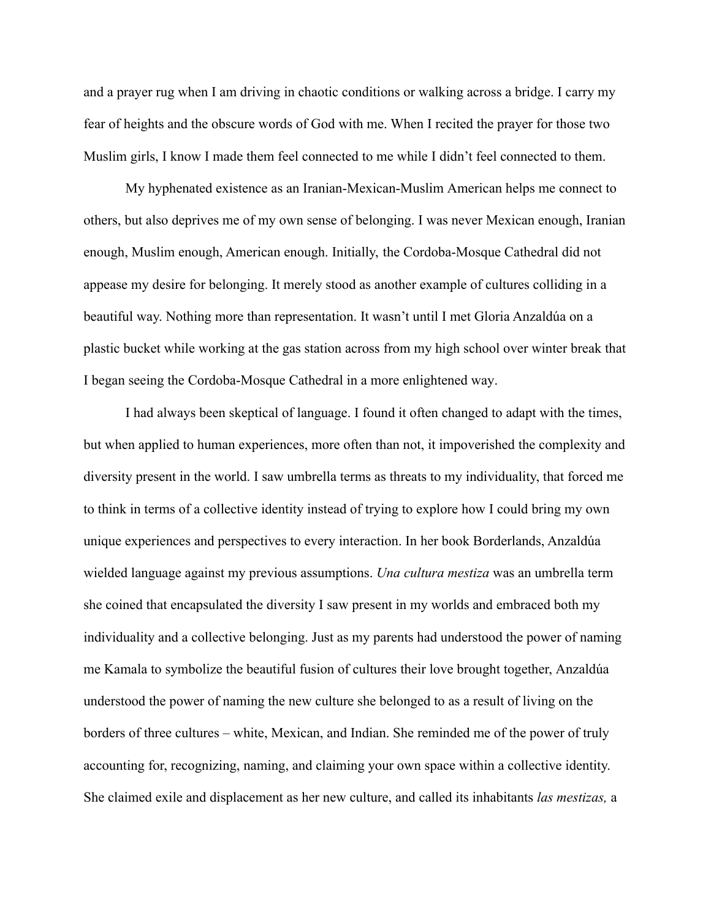and a prayer rug when I am driving in chaotic conditions or walking across a bridge. I carry my fear of heights and the obscure words of God with me. When I recited the prayer for those two Muslim girls, I know I made them feel connected to me while I didn't feel connected to them.

My hyphenated existence as an Iranian-Mexican-Muslim American helps me connect to others, but also deprives me of my own sense of belonging. I was never Mexican enough, Iranian enough, Muslim enough, American enough. Initially, the Cordoba-Mosque Cathedral did not appease my desire for belonging. It merely stood as another example of cultures colliding in a beautiful way. Nothing more than representation. It wasn't until I met Gloria Anzaldúa on a plastic bucket while working at the gas station across from my high school over winter break that I began seeing the Cordoba-Mosque Cathedral in a more enlightened way.

I had always been skeptical of language. I found it often changed to adapt with the times, but when applied to human experiences, more often than not, it impoverished the complexity and diversity present in the world. I saw umbrella terms as threats to my individuality, that forced me to think in terms of a collective identity instead of trying to explore how I could bring my own unique experiences and perspectives to every interaction. In her book Borderlands, Anzaldúa wielded language against my previous assumptions. *Una cultura mestiza* was an umbrella term she coined that encapsulated the diversity I saw present in my worlds and embraced both my individuality and a collective belonging. Just as my parents had understood the power of naming me Kamala to symbolize the beautiful fusion of cultures their love brought together, Anzaldúa understood the power of naming the new culture she belonged to as a result of living on the borders of three cultures – white, Mexican, and Indian. She reminded me of the power of truly accounting for, recognizing, naming, and claiming your own space within a collective identity. She claimed exile and displacement as her new culture, and called its inhabitants *las mestizas,* a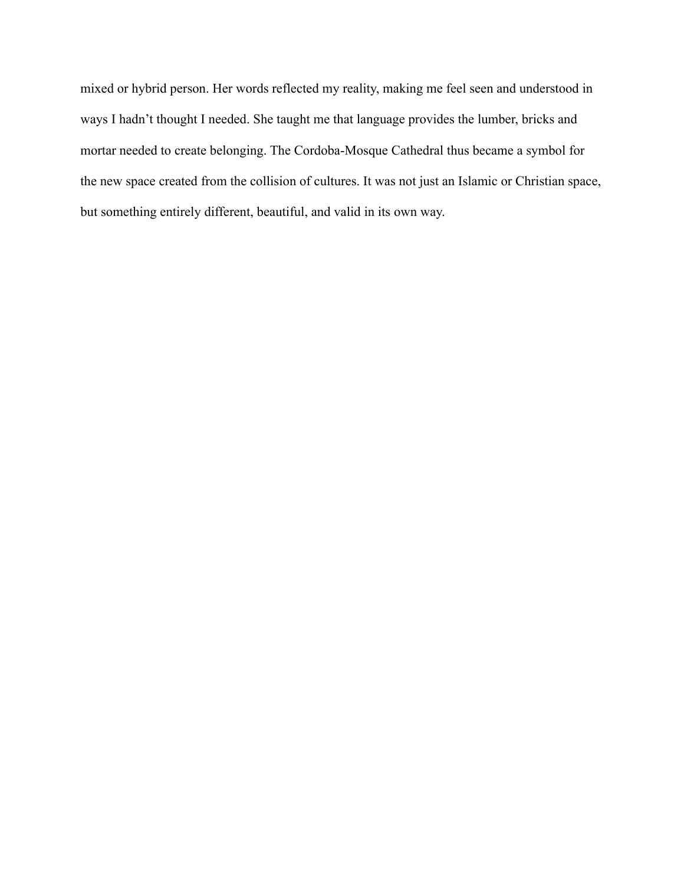mixed or hybrid person. Her words reflected my reality, making me feel seen and understood in ways I hadn't thought I needed. She taught me that language provides the lumber, bricks and mortar needed to create belonging. The Cordoba-Mosque Cathedral thus became a symbol for the new space created from the collision of cultures. It was not just an Islamic or Christian space, but something entirely different, beautiful, and valid in its own way.